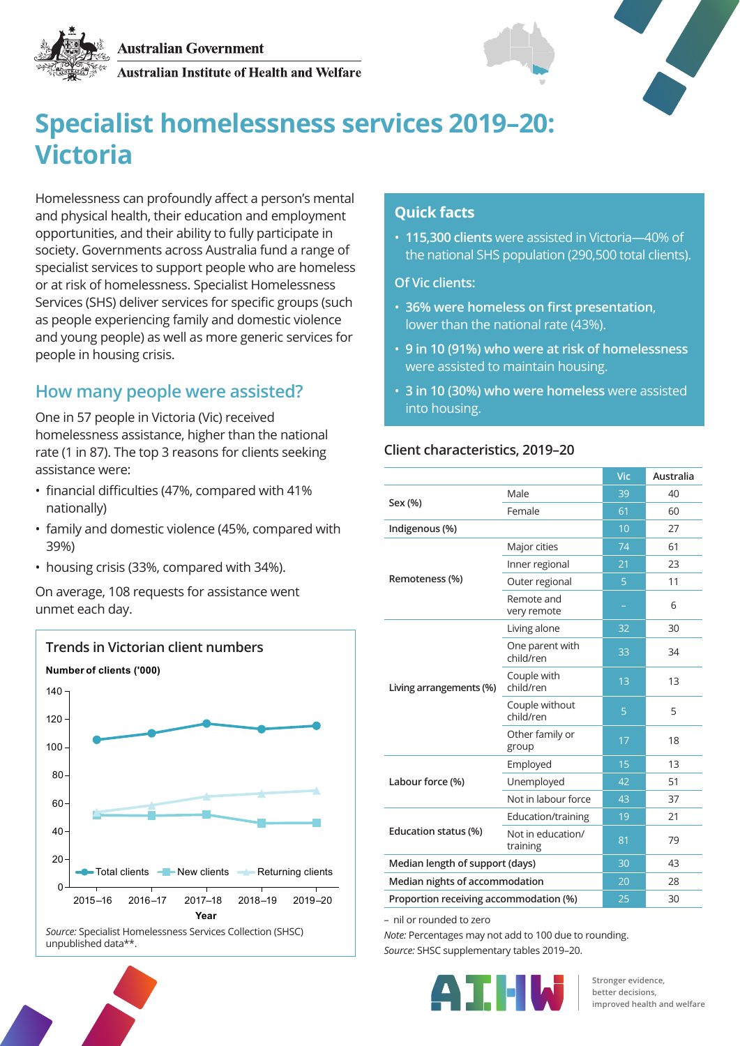Australian Government

Australian Institute of Health and Welfare

# Specialist homelessness services 2019–20: Victoria

Homelessness can profoundly affect a person's mental and physical health, their education and employment opportunities, and their ability to fully participate in society. Governments across Australia fund a range of specialist services to support people who are homeless or at risk of homelessness. Specialist Homelessness Services (SHS) deliver services for specific groups (such as people experiencing family and domestic violence and young people) as well as more generic services for people in housing crisis.

## How many people were assisted?

One in 57 people in Victoria (Vic) received homelessness assistance, higher than the national rate (1 in 87). The top 3 reasons for clients seeking assistance were:

- financial difficulties (47%, compared with 41% nationally)
- family and domestic violence (45%, compared with 39%)
- housing crisis (33%, compared with 34%).

On average, 108 requests for assistance went unmet each day.

### Trends in Victorian client numbers

**Number of clients ('000)**

| Year | Total clients | New clients | Returning clients |
|---|---|---|---|
| 2015–16 | 106 | 52 | 54 |
| 2016–17 | 110 | 51 | 59 |
| 2017–18 | 117 | 52 | 65 |
| 2018–19 | 113 | 46 | 67 |
| 2019–20 | 115 | 46 | 69 |

*Source:* Specialist Homelessness Services Collection (SHSC) unpublished data**.

## Quick facts

- **115,300 clients** were assisted in Victoria—40% of the national SHS population (290,500 total clients).

**Of Vic clients:**

- **36% were homeless on first presentation**, lower than the national rate (43%).
- **9 in 10 (91%) who were at risk of homelessness** were assisted to maintain housing.
- **3 in 10 (30%) who were homeless** were assisted into housing.

### Client characteristics, 2019–20

| | | Vic | Australia |
|---|---|---|---|
| Sex (%) | Male | 39 | 40 |
| | Female | 61 | 60 |
| Indigenous (%) | | 10 | 27 |
| Remoteness (%) | Major cities | 74 | 61 |
| | Inner regional | 21 | 23 |
| | Outer regional | 5 | 11 |
| | Remote and very remote | – | 6 |
| Living arrangements (%) | Living alone | 32 | 30 |
| | One parent with child/ren | 33 | 34 |
| | Couple with child/ren | 13 | 13 |
| | Couple without child/ren | 5 | 5 |
| | Other family or group | 17 | 18 |
| Labour force (%) | Employed | 15 | 13 |
| | Unemployed | 42 | 51 |
| | Not in labour force | 43 | 37 |
| Education status (%) | Education/training | 19 | 21 |
| | Not in education/training | 81 | 79 |
| Median length of support (days) | | 30 | 43 |
| Median nights of accommodation | | 20 | 28 |
| Proportion receiving accommodation (%) | | 25 | 30 |

– nil or rounded to zero

*Note:* Percentages may not add to 100 due to rounding.

*Source:* SHSC supplementary tables 2019–20.

AIHW — Stronger evidence, better decisions, improved health and welfare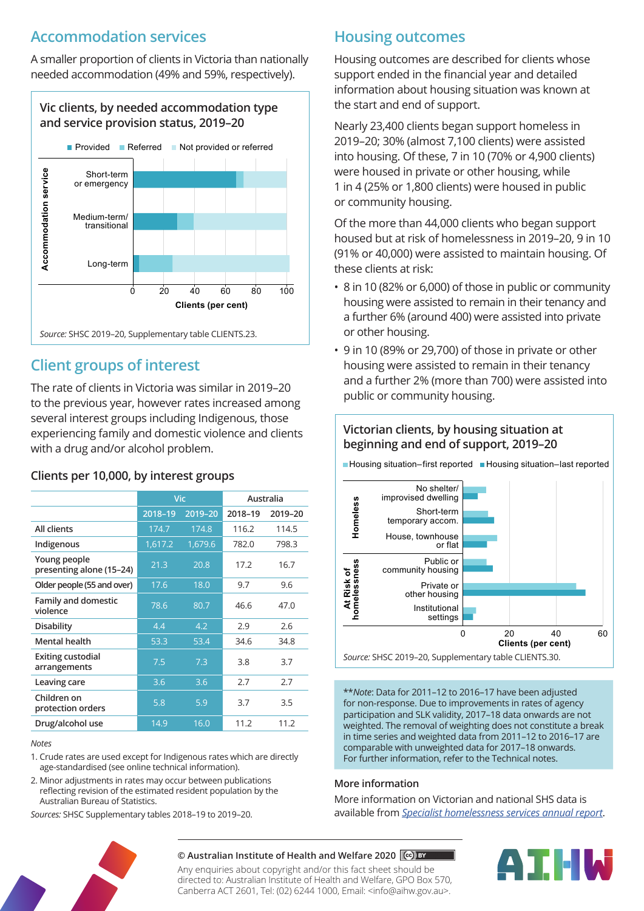## Accommodation services

A smaller proportion of clients in Victoria than nationally needed accommodation (49% and 59%, respectively).

### Vic clients, by needed accommodation type and service provision status, 2019–20

Provided
Referred
Not provided or referred

Accommodation service

Short-term or emergency
Medium-term/ transitional
Long-term

0
20
40
60
80
100

Clients (per cent)

*Source:* SHSC 2019–20, Supplementary table CLIENTS.23.

## Client groups of interest

The rate of clients in Victoria was similar in 2019–20 to the previous year, however rates increased among several interest groups including Indigenous, those experiencing family and domestic violence and clients with a drug and/or alcohol problem.

### Clients per 10,000, by interest groups

| | Vic | | Australia | |
|---|---|---|---|---|
| | 2018–19 | 2019–20 | 2018–19 | 2019–20 |
| All clients | 174.7 | 174.8 | 116.2 | 114.5 |
| Indigenous | 1,617.2 | 1,679.6 | 782.0 | 798.3 |
| Young people presenting alone (15–24) | 21.3 | 20.8 | 17.2 | 16.7 |
| Older people (55 and over) | 17.6 | 18.0 | 9.7 | 9.6 |
| Family and domestic violence | 78.6 | 80.7 | 46.6 | 47.0 |
| Disability | 4.4 | 4.2 | 2.9 | 2.6 |
| Mental health | 53.3 | 53.4 | 34.6 | 34.8 |
| Exiting custodial arrangements | 7.5 | 7.3 | 3.8 | 3.7 |
| Leaving care | 3.6 | 3.6 | 2.7 | 2.7 |
| Children on protection orders | 5.8 | 5.9 | 3.7 | 3.5 |
| Drug/alcohol use | 14.9 | 16.0 | 11.2 | 11.2 |

*Notes*

1. Crude rates are used except for Indigenous rates which are directly age-standardised (see online technical information).
2. Minor adjustments in rates may occur between publications reflecting revision of the estimated resident population by the Australian Bureau of Statistics.

*Sources:* SHSC Supplementary tables 2018–19 to 2019–20.

## Housing outcomes

Housing outcomes are described for clients whose support ended in the financial year and detailed information about housing situation was known at the start and end of support.

Nearly 23,400 clients began support homeless in 2019–20; 30% (almost 7,100 clients) were assisted into housing. Of these, 7 in 10 (70% or 4,900 clients) were housed in private or other housing, while 1 in 4 (25% or 1,800 clients) were housed in public or community housing.

Of the more than 44,000 clients who began support housed but at risk of homelessness in 2019–20, 9 in 10 (91% or 40,000) were assisted to maintain housing. Of these clients at risk:

- 8 in 10 (82% or 6,000) of those in public or community housing were assisted to remain in their tenancy and a further 6% (around 400) were assisted into private or other housing.
- 9 in 10 (89% or 29,700) of those in private or other housing were assisted to remain in their tenancy and a further 2% (more than 700) were assisted into public or community housing.

### Victorian clients, by housing situation at beginning and end of support, 2019–20

Housing situation–first reported
Housing situation–last reported

Homeless
No shelter/ improvised dwelling
Short-term temporary accom.
House, townhouse or flat

At Risk of homelessness
Public or community housing
Private or other housing
Institutional settings

0
20
40
60

Clients (per cent)

*Source:* SHSC 2019–20, Supplementary table CLIENTS.30.

***Note*: Data for 2011–12 to 2016–17 have been adjusted for non-response. Due to improvements in rates of agency participation and SLK validity, 2017–18 data onwards are not weighted. The removal of weighting does not constitute a break in time series and weighted data from 2011–12 to 2016–17 are comparable with unweighted data for 2017–18 onwards. For further information, refer to the Technical notes.

### More information

More information on Victorian and national SHS data is available from *Specialist homelessness services annual report*.

**© Australian Institute of Health and Welfare 2020**

Any enquiries about copyright and/or this fact sheet should be directed to: Australian Institute of Health and Welfare, GPO Box 570, Canberra ACT 2601, Tel: (02) 6244 1000, Email: <info@aihw.gov.au>.